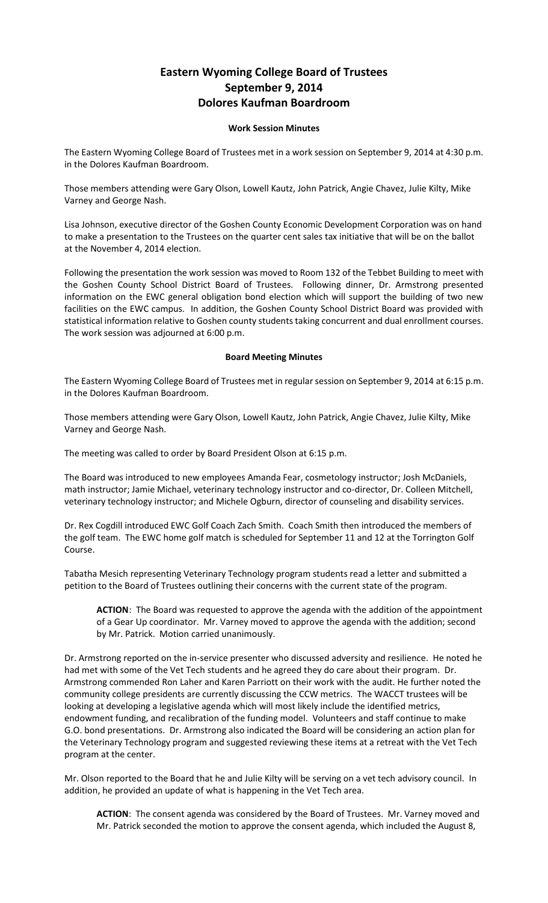# Eastern Wyoming College Board of Trustees
# September 9, 2014
# Dolores Kaufman Boardroom

### Work Session Minutes

The Eastern Wyoming College Board of Trustees met in a work session on September 9, 2014 at 4:30 p.m. in the Dolores Kaufman Boardroom.

Those members attending were Gary Olson, Lowell Kautz, John Patrick, Angie Chavez, Julie Kilty, Mike Varney and George Nash.

Lisa Johnson, executive director of the Goshen County Economic Development Corporation was on hand to make a presentation to the Trustees on the quarter cent sales tax initiative that will be on the ballot at the November 4, 2014 election.

Following the presentation the work session was moved to Room 132 of the Tebbet Building to meet with the Goshen County School District Board of Trustees. Following dinner, Dr. Armstrong presented information on the EWC general obligation bond election which will support the building of two new facilities on the EWC campus. In addition, the Goshen County School District Board was provided with statistical information relative to Goshen county students taking concurrent and dual enrollment courses. The work session was adjourned at 6:00 p.m.

### Board Meeting Minutes

The Eastern Wyoming College Board of Trustees met in regular session on September 9, 2014 at 6:15 p.m. in the Dolores Kaufman Boardroom.

Those members attending were Gary Olson, Lowell Kautz, John Patrick, Angie Chavez, Julie Kilty, Mike Varney and George Nash.

The meeting was called to order by Board President Olson at 6:15 p.m.

The Board was introduced to new employees Amanda Fear, cosmetology instructor; Josh McDaniels, math instructor; Jamie Michael, veterinary technology instructor and co-director, Dr. Colleen Mitchell, veterinary technology instructor; and Michele Ogburn, director of counseling and disability services.

Dr. Rex Cogdill introduced EWC Golf Coach Zach Smith. Coach Smith then introduced the members of the golf team. The EWC home golf match is scheduled for September 11 and 12 at the Torrington Golf Course.

Tabatha Mesich representing Veterinary Technology program students read a letter and submitted a petition to the Board of Trustees outlining their concerns with the current state of the program.

> **ACTION**: The Board was requested to approve the agenda with the addition of the appointment of a Gear Up coordinator. Mr. Varney moved to approve the agenda with the addition; second by Mr. Patrick. Motion carried unanimously.

Dr. Armstrong reported on the in-service presenter who discussed adversity and resilience. He noted he had met with some of the Vet Tech students and he agreed they do care about their program. Dr. Armstrong commended Ron Laher and Karen Parriott on their work with the audit. He further noted the community college presidents are currently discussing the CCW metrics. The WACCT trustees will be looking at developing a legislative agenda which will most likely include the identified metrics, endowment funding, and recalibration of the funding model. Volunteers and staff continue to make G.O. bond presentations. Dr. Armstrong also indicated the Board will be considering an action plan for the Veterinary Technology program and suggested reviewing these items at a retreat with the Vet Tech program at the center.

Mr. Olson reported to the Board that he and Julie Kilty will be serving on a vet tech advisory council. In addition, he provided an update of what is happening in the Vet Tech area.

> **ACTION**: The consent agenda was considered by the Board of Trustees. Mr. Varney moved and Mr. Patrick seconded the motion to approve the consent agenda, which included the August 8,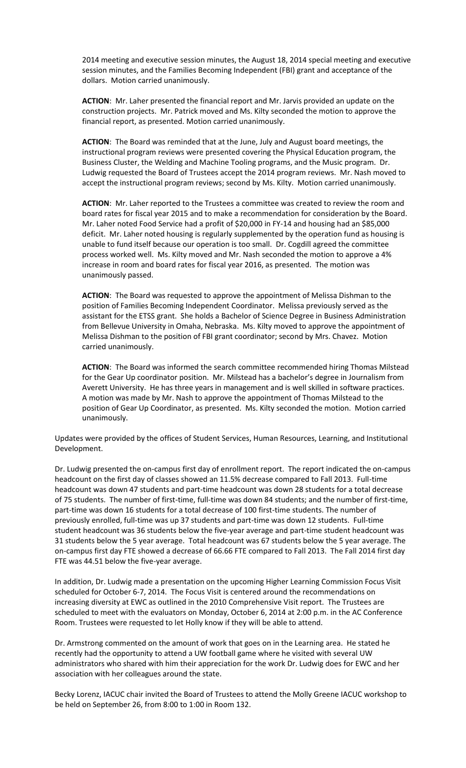2014 meeting and executive session minutes, the August 18, 2014 special meeting and executive session minutes, and the Families Becoming Independent (FBI) grant and acceptance of the dollars. Motion carried unanimously.

**ACTION**: Mr. Laher presented the financial report and Mr. Jarvis provided an update on the construction projects. Mr. Patrick moved and Ms. Kilty seconded the motion to approve the financial report, as presented. Motion carried unanimously.

**ACTION**: The Board was reminded that at the June, July and August board meetings, the instructional program reviews were presented covering the Physical Education program, the Business Cluster, the Welding and Machine Tooling programs, and the Music program. Dr. Ludwig requested the Board of Trustees accept the 2014 program reviews. Mr. Nash moved to accept the instructional program reviews; second by Ms. Kilty. Motion carried unanimously.

**ACTION**: Mr. Laher reported to the Trustees a committee was created to review the room and board rates for fiscal year 2015 and to make a recommendation for consideration by the Board. Mr. Laher noted Food Service had a profit of $20,000 in FY-14 and housing had an $85,000 deficit. Mr. Laher noted housing is regularly supplemented by the operation fund as housing is unable to fund itself because our operation is too small. Dr. Cogdill agreed the committee process worked well. Ms. Kilty moved and Mr. Nash seconded the motion to approve a 4% increase in room and board rates for fiscal year 2016, as presented. The motion was unanimously passed.

**ACTION**: The Board was requested to approve the appointment of Melissa Dishman to the position of Families Becoming Independent Coordinator. Melissa previously served as the assistant for the ETSS grant. She holds a Bachelor of Science Degree in Business Administration from Bellevue University in Omaha, Nebraska. Ms. Kilty moved to approve the appointment of Melissa Dishman to the position of FBI grant coordinator; second by Mrs. Chavez. Motion carried unanimously.

**ACTION**: The Board was informed the search committee recommended hiring Thomas Milstead for the Gear Up coordinator position. Mr. Milstead has a bachelor's degree in Journalism from Averett University. He has three years in management and is well skilled in software practices. A motion was made by Mr. Nash to approve the appointment of Thomas Milstead to the position of Gear Up Coordinator, as presented. Ms. Kilty seconded the motion. Motion carried unanimously.

Updates were provided by the offices of Student Services, Human Resources, Learning, and Institutional Development.

Dr. Ludwig presented the on-campus first day of enrollment report. The report indicated the on-campus headcount on the first day of classes showed an 11.5% decrease compared to Fall 2013. Full-time headcount was down 47 students and part-time headcount was down 28 students for a total decrease of 75 students. The number of first-time, full-time was down 84 students; and the number of first-time, part-time was down 16 students for a total decrease of 100 first-time students. The number of previously enrolled, full-time was up 37 students and part-time was down 12 students. Full-time student headcount was 36 students below the five-year average and part-time student headcount was 31 students below the 5 year average. Total headcount was 67 students below the 5 year average. The on-campus first day FTE showed a decrease of 66.66 FTE compared to Fall 2013. The Fall 2014 first day FTE was 44.51 below the five-year average.

In addition, Dr. Ludwig made a presentation on the upcoming Higher Learning Commission Focus Visit scheduled for October 6-7, 2014. The Focus Visit is centered around the recommendations on increasing diversity at EWC as outlined in the 2010 Comprehensive Visit report. The Trustees are scheduled to meet with the evaluators on Monday, October 6, 2014 at 2:00 p.m. in the AC Conference Room. Trustees were requested to let Holly know if they will be able to attend.

Dr. Armstrong commented on the amount of work that goes on in the Learning area. He stated he recently had the opportunity to attend a UW football game where he visited with several UW administrators who shared with him their appreciation for the work Dr. Ludwig does for EWC and her association with her colleagues around the state.

Becky Lorenz, IACUC chair invited the Board of Trustees to attend the Molly Greene IACUC workshop to be held on September 26, from 8:00 to 1:00 in Room 132.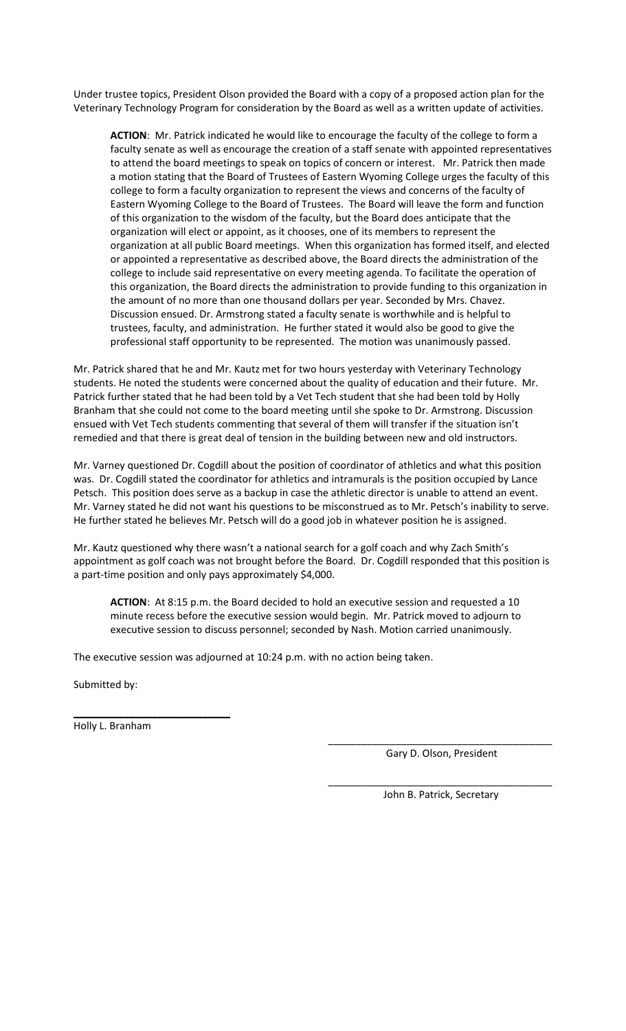Under trustee topics, President Olson provided the Board with a copy of a proposed action plan for the Veterinary Technology Program for consideration by the Board as well as a written update of activities.

> **ACTION**: Mr. Patrick indicated he would like to encourage the faculty of the college to form a faculty senate as well as encourage the creation of a staff senate with appointed representatives to attend the board meetings to speak on topics of concern or interest. Mr. Patrick then made a motion stating that the Board of Trustees of Eastern Wyoming College urges the faculty of this college to form a faculty organization to represent the views and concerns of the faculty of Eastern Wyoming College to the Board of Trustees. The Board will leave the form and function of this organization to the wisdom of the faculty, but the Board does anticipate that the organization will elect or appoint, as it chooses, one of its members to represent the organization at all public Board meetings. When this organization has formed itself, and elected or appointed a representative as described above, the Board directs the administration of the college to include said representative on every meeting agenda. To facilitate the operation of this organization, the Board directs the administration to provide funding to this organization in the amount of no more than one thousand dollars per year. Seconded by Mrs. Chavez. Discussion ensued. Dr. Armstrong stated a faculty senate is worthwhile and is helpful to trustees, faculty, and administration. He further stated it would also be good to give the professional staff opportunity to be represented. The motion was unanimously passed.

Mr. Patrick shared that he and Mr. Kautz met for two hours yesterday with Veterinary Technology students. He noted the students were concerned about the quality of education and their future. Mr. Patrick further stated that he had been told by a Vet Tech student that she had been told by Holly Branham that she could not come to the board meeting until she spoke to Dr. Armstrong. Discussion ensued with Vet Tech students commenting that several of them will transfer if the situation isn't remedied and that there is great deal of tension in the building between new and old instructors.

Mr. Varney questioned Dr. Cogdill about the position of coordinator of athletics and what this position was. Dr. Cogdill stated the coordinator for athletics and intramurals is the position occupied by Lance Petsch. This position does serve as a backup in case the athletic director is unable to attend an event. Mr. Varney stated he did not want his questions to be misconstrued as to Mr. Petsch's inability to serve. He further stated he believes Mr. Petsch will do a good job in whatever position he is assigned.

Mr. Kautz questioned why there wasn't a national search for a golf coach and why Zach Smith's appointment as golf coach was not brought before the Board. Dr. Cogdill responded that this position is a part-time position and only pays approximately $4,000.

> **ACTION**: At 8:15 p.m. the Board decided to hold an executive session and requested a 10 minute recess before the executive session would begin. Mr. Patrick moved to adjourn to executive session to discuss personnel; seconded by Nash. Motion carried unanimously.

The executive session was adjourned at 10:24 p.m. with no action being taken.

Submitted by:

\_\_\_\_\_\_\_\_\_\_\_\_\_\_\_\_\_\_\_\_\_\_\_\_\_\_\_\_
Holly L. Branham

\_\_\_\_\_\_\_\_\_\_\_\_\_\_\_\_\_\_\_\_\_\_\_\_\_\_\_\_\_\_\_\_\_\_\_\_\_\_\_\_
Gary D. Olson, President

\_\_\_\_\_\_\_\_\_\_\_\_\_\_\_\_\_\_\_\_\_\_\_\_\_\_\_\_\_\_\_\_\_\_\_\_\_\_\_\_
John B. Patrick, Secretary